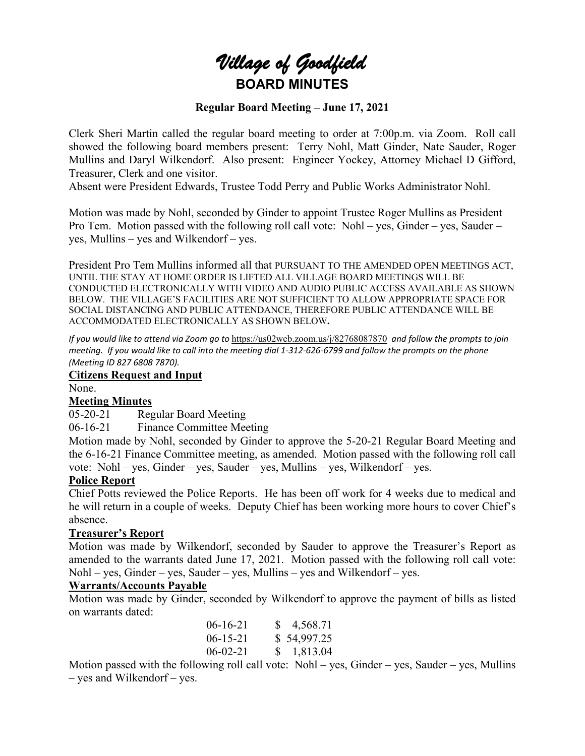# *Village of Goodfield*

## BOARD MINUTES

### Regular Board Meeting – June 17, 2021

Clerk Sheri Martin called the regular board meeting to order at 7:00p.m. via Zoom. Roll call showed the following board members present: Terry Nohl, Matt Ginder, Nate Sauder, Roger Mullins and Daryl Wilkendorf. Also present: Engineer Yockey, Attorney Michael D Gifford, Treasurer, Clerk and one visitor.

Absent were President Edwards, Trustee Todd Perry and Public Works Administrator Nohl.

Motion was made by Nohl, seconded by Ginder to appoint Trustee Roger Mullins as President Pro Tem. Motion passed with the following roll call vote: Nohl – yes, Ginder – yes, Sauder – yes, Mullins – yes and Wilkendorf – yes.

President Pro Tem Mullins informed all that PURSUANT TO THE AMENDED OPEN MEETINGS ACT, UNTIL THE STAY AT HOME ORDER IS LIFTED ALL VILLAGE BOARD MEETINGS WILL BE CONDUCTED ELECTRONICALLY WITH VIDEO AND AUDIO PUBLIC ACCESS AVAILABLE AS SHOWN BELOW. THE VILLAGE'S FACILITIES ARE NOT SUFFICIENT TO ALLOW APPROPRIATE SPACE FOR SOCIAL DISTANCING AND PUBLIC ATTENDANCE, THEREFORE PUBLIC ATTENDANCE WILL BE ACCOMMODATED ELECTRONICALLY AS SHOWN BELOW**.**

*If you would like to attend via Zoom go to* https://us02web.zoom.us/j/82768087870 *and follow the prompts to join meeting. If you would like to call into the meeting dial 1-312-626-6799 and follow the prompts on the phone (Meeting ID 827 6808 7870).*

**Citizens Request and Input**

None.

**Meeting Minutes**

05-20-21 Regular Board Meeting

06-16-21 Finance Committee Meeting

Motion made by Nohl, seconded by Ginder to approve the 5-20-21 Regular Board Meeting and the 6-16-21 Finance Committee meeting, as amended. Motion passed with the following roll call vote: Nohl – yes, Ginder – yes, Sauder – yes, Mullins – yes, Wilkendorf – yes.

**Police Report**

Chief Potts reviewed the Police Reports. He has been off work for 4 weeks due to medical and he will return in a couple of weeks. Deputy Chief has been working more hours to cover Chief's absence.

**Treasurer's Report**

Motion was made by Wilkendorf, seconded by Sauder to approve the Treasurer's Report as amended to the warrants dated June 17, 2021. Motion passed with the following roll call vote: Nohl – yes, Ginder – yes, Sauder – yes, Mullins – yes and Wilkendorf – yes.

**Warrants/Accounts Payable**

Motion was made by Ginder, seconded by Wilkendorf to approve the payment of bills as listed on warrants dated:

| | |
|---|---|
| 06-16-21 | $ 4,568.71 |
| 06-15-21 | $ 54,997.25 |
| 06-02-21 | $ 1,813.04 |

Motion passed with the following roll call vote: Nohl – yes, Ginder – yes, Sauder – yes, Mullins – yes and Wilkendorf – yes.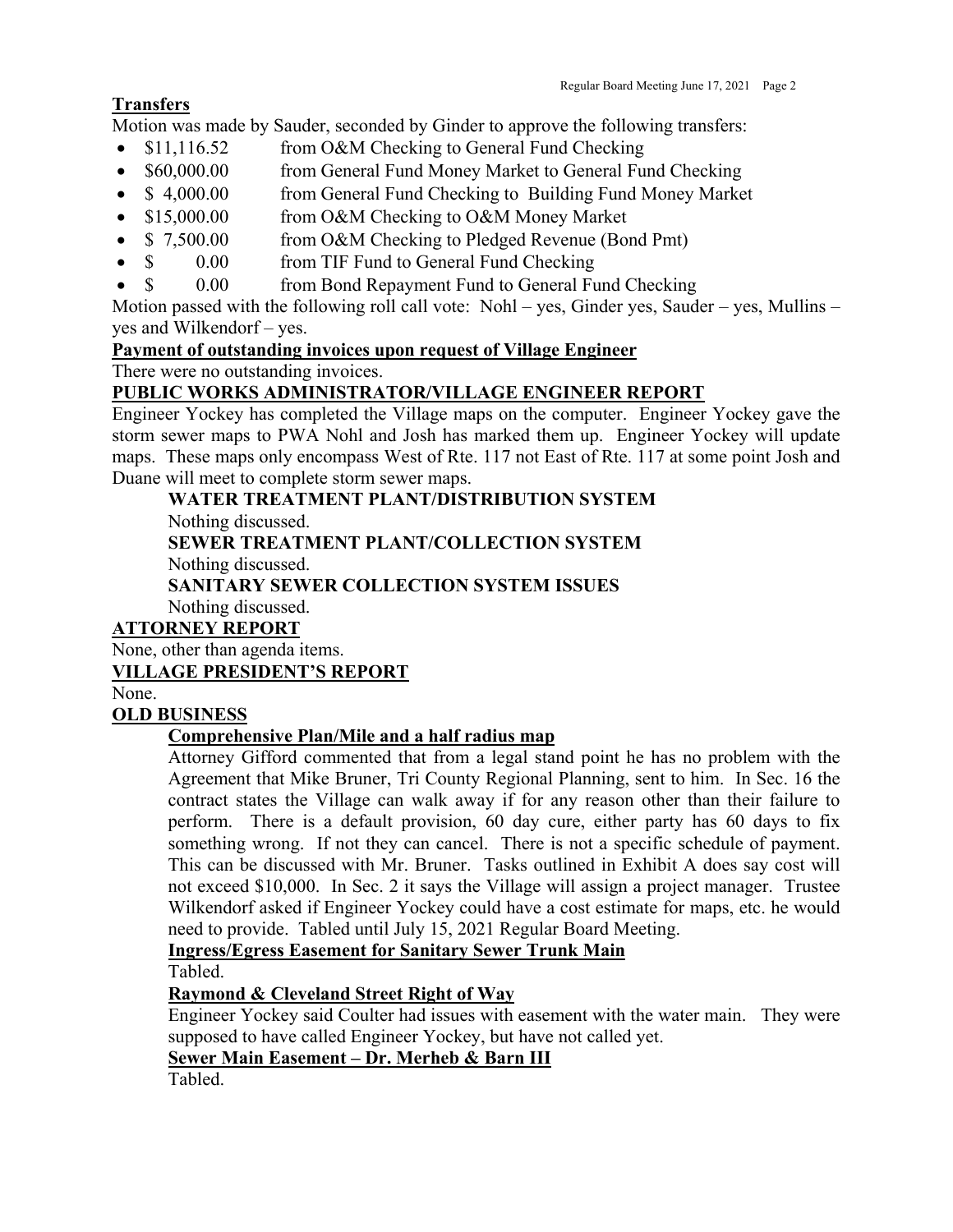## Transfers

Motion was made by Sauder, seconded by Ginder to approve the following transfers:

- $11,116.52 from O&M Checking to General Fund Checking
- $60,000.00 from General Fund Money Market to General Fund Checking
- $ 4,000.00 from General Fund Checking to Building Fund Money Market
- $15,000.00 from O&M Checking to O&M Money Market
- $ 7,500.00 from O&M Checking to Pledged Revenue (Bond Pmt)
- $ 0.00 from TIF Fund to General Fund Checking
- $ 0.00 from Bond Repayment Fund to General Fund Checking

Motion passed with the following roll call vote: Nohl – yes, Ginder yes, Sauder – yes, Mullins – yes and Wilkendorf – yes.

## Payment of outstanding invoices upon request of Village Engineer

There were no outstanding invoices.

## PUBLIC WORKS ADMINISTRATOR/VILLAGE ENGINEER REPORT

Engineer Yockey has completed the Village maps on the computer. Engineer Yockey gave the storm sewer maps to PWA Nohl and Josh has marked them up. Engineer Yockey will update maps. These maps only encompass West of Rte. 117 not East of Rte. 117 at some point Josh and Duane will meet to complete storm sewer maps.

### WATER TREATMENT PLANT/DISTRIBUTION SYSTEM

Nothing discussed.

### SEWER TREATMENT PLANT/COLLECTION SYSTEM

Nothing discussed.

### SANITARY SEWER COLLECTION SYSTEM ISSUES

Nothing discussed.

## ATTORNEY REPORT

None, other than agenda items.

## VILLAGE PRESIDENT'S REPORT

None.

## OLD BUSINESS

### Comprehensive Plan/Mile and a half radius map

Attorney Gifford commented that from a legal stand point he has no problem with the Agreement that Mike Bruner, Tri County Regional Planning, sent to him. In Sec. 16 the contract states the Village can walk away if for any reason other than their failure to perform. There is a default provision, 60 day cure, either party has 60 days to fix something wrong. If not they can cancel. There is not a specific schedule of payment. This can be discussed with Mr. Bruner. Tasks outlined in Exhibit A does say cost will not exceed $10,000. In Sec. 2 it says the Village will assign a project manager. Trustee Wilkendorf asked if Engineer Yockey could have a cost estimate for maps, etc. he would need to provide. Tabled until July 15, 2021 Regular Board Meeting.

### Ingress/Egress Easement for Sanitary Sewer Trunk Main

Tabled.

### Raymond & Cleveland Street Right of Way

Engineer Yockey said Coulter had issues with easement with the water main. They were supposed to have called Engineer Yockey, but have not called yet.

### Sewer Main Easement – Dr. Merheb & Barn III

Tabled.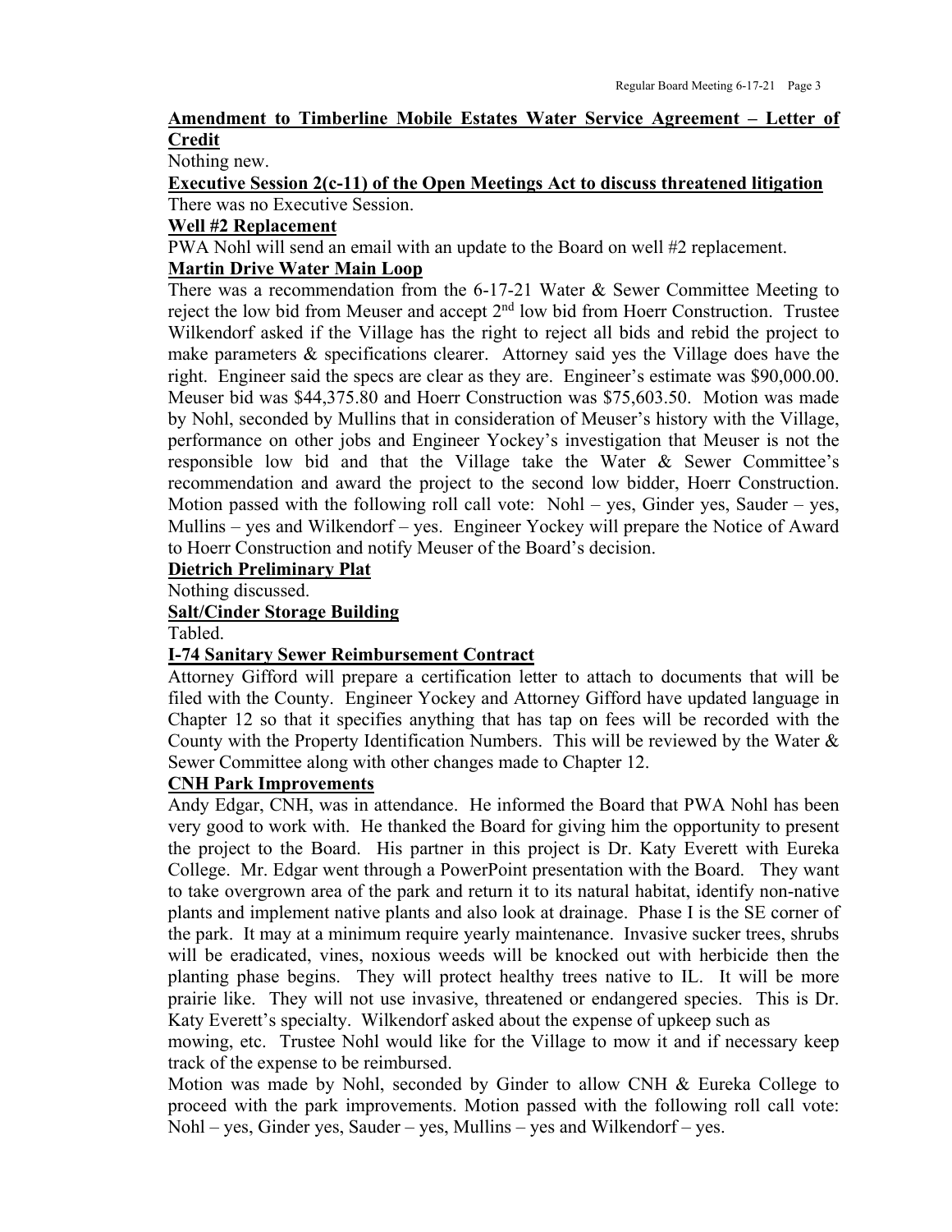**Amendment to Timberline Mobile Estates Water Service Agreement – Letter of Credit**

Nothing new.

**Executive Session 2(c-11) of the Open Meetings Act to discuss threatened litigation**

There was no Executive Session.

**Well #2 Replacement**

PWA Nohl will send an email with an update to the Board on well #2 replacement.

**Martin Drive Water Main Loop**

There was a recommendation from the 6-17-21 Water & Sewer Committee Meeting to reject the low bid from Meuser and accept 2nd low bid from Hoerr Construction. Trustee Wilkendorf asked if the Village has the right to reject all bids and rebid the project to make parameters & specifications clearer. Attorney said yes the Village does have the right. Engineer said the specs are clear as they are. Engineer's estimate was $90,000.00. Meuser bid was $44,375.80 and Hoerr Construction was $75,603.50. Motion was made by Nohl, seconded by Mullins that in consideration of Meuser's history with the Village, performance on other jobs and Engineer Yockey's investigation that Meuser is not the responsible low bid and that the Village take the Water & Sewer Committee's recommendation and award the project to the second low bidder, Hoerr Construction. Motion passed with the following roll call vote: Nohl – yes, Ginder yes, Sauder – yes, Mullins – yes and Wilkendorf – yes. Engineer Yockey will prepare the Notice of Award to Hoerr Construction and notify Meuser of the Board's decision.

**Dietrich Preliminary Plat**

Nothing discussed.

**Salt/Cinder Storage Building**

Tabled.

**I-74 Sanitary Sewer Reimbursement Contract**

Attorney Gifford will prepare a certification letter to attach to documents that will be filed with the County. Engineer Yockey and Attorney Gifford have updated language in Chapter 12 so that it specifies anything that has tap on fees will be recorded with the County with the Property Identification Numbers. This will be reviewed by the Water & Sewer Committee along with other changes made to Chapter 12.

**CNH Park Improvements**

Andy Edgar, CNH, was in attendance. He informed the Board that PWA Nohl has been very good to work with. He thanked the Board for giving him the opportunity to present the project to the Board. His partner in this project is Dr. Katy Everett with Eureka College. Mr. Edgar went through a PowerPoint presentation with the Board. They want to take overgrown area of the park and return it to its natural habitat, identify non-native plants and implement native plants and also look at drainage. Phase I is the SE corner of the park. It may at a minimum require yearly maintenance. Invasive sucker trees, shrubs will be eradicated, vines, noxious weeds will be knocked out with herbicide then the planting phase begins. They will protect healthy trees native to IL. It will be more prairie like. They will not use invasive, threatened or endangered species. This is Dr. Katy Everett's specialty. Wilkendorf asked about the expense of upkeep such as mowing, etc. Trustee Nohl would like for the Village to mow it and if necessary keep track of the expense to be reimbursed.

Motion was made by Nohl, seconded by Ginder to allow CNH & Eureka College to proceed with the park improvements. Motion passed with the following roll call vote: Nohl – yes, Ginder yes, Sauder – yes, Mullins – yes and Wilkendorf – yes.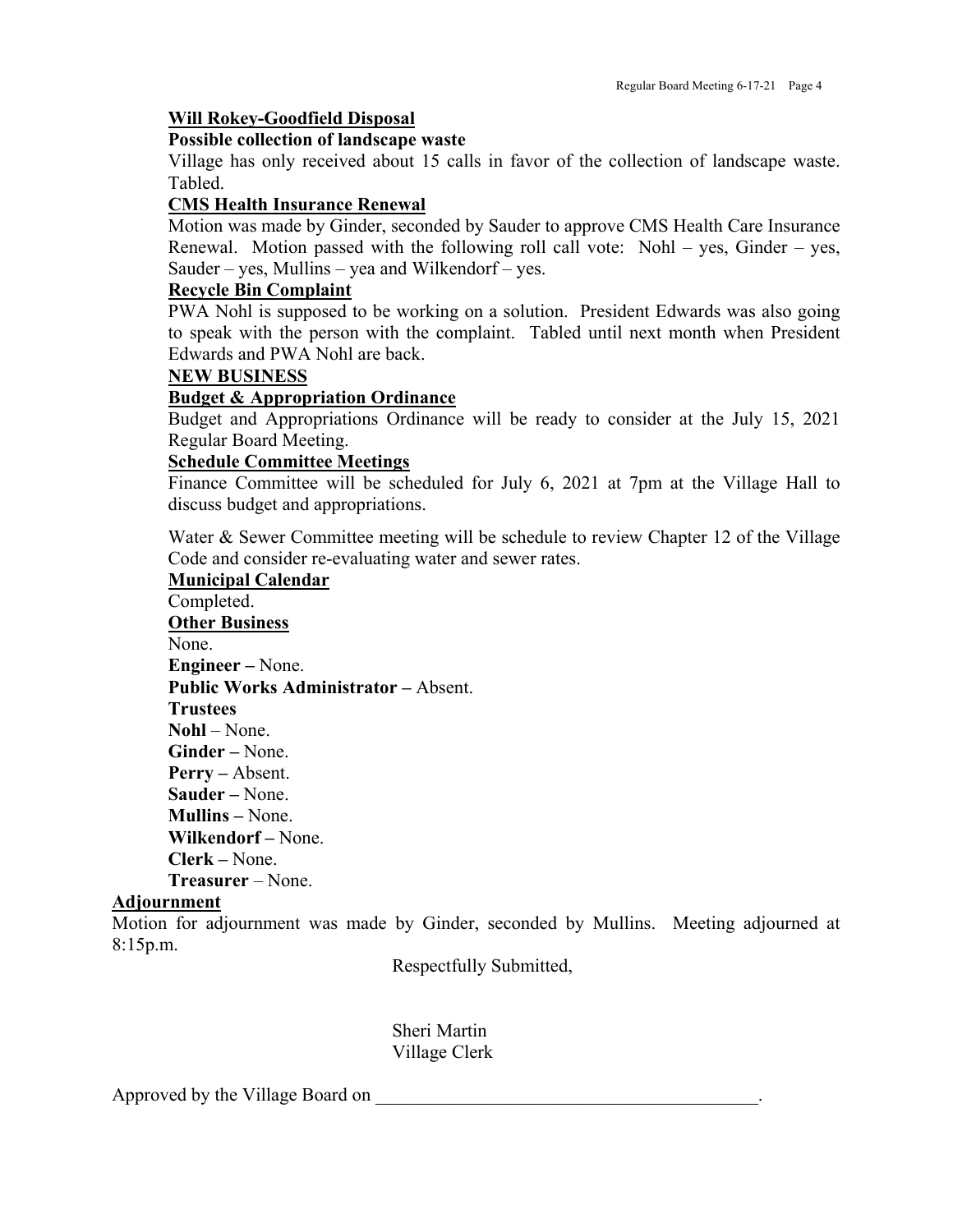**Will Rokey-Goodfield Disposal**

**Possible collection of landscape waste**

Village has only received about 15 calls in favor of the collection of landscape waste. Tabled.

**CMS Health Insurance Renewal**

Motion was made by Ginder, seconded by Sauder to approve CMS Health Care Insurance Renewal. Motion passed with the following roll call vote: Nohl – yes, Ginder – yes, Sauder – yes, Mullins – yea and Wilkendorf – yes.

**Recycle Bin Complaint**

PWA Nohl is supposed to be working on a solution. President Edwards was also going to speak with the person with the complaint. Tabled until next month when President Edwards and PWA Nohl are back.

**NEW BUSINESS**

**Budget & Appropriation Ordinance**

Budget and Appropriations Ordinance will be ready to consider at the July 15, 2021 Regular Board Meeting.

**Schedule Committee Meetings**

Finance Committee will be scheduled for July 6, 2021 at 7pm at the Village Hall to discuss budget and appropriations.

Water & Sewer Committee meeting will be schedule to review Chapter 12 of the Village Code and consider re-evaluating water and sewer rates.

**Municipal Calendar**

Completed.

**Other Business**

None.

**Engineer –** None.

**Public Works Administrator –** Absent.

**Trustees**

**Nohl** – None.

**Ginder –** None.

**Perry –** Absent.

**Sauder –** None.

**Mullins –** None.

**Wilkendorf –** None.

**Clerk –** None.

**Treasurer** – None.

**Adjournment**

Motion for adjournment was made by Ginder, seconded by Mullins. Meeting adjourned at 8:15p.m.

Respectfully Submitted,

Sheri Martin
Village Clerk

Approved by the Village Board on \_\_\_\_\_\_\_\_\_\_\_\_\_\_\_\_\_\_\_\_\_\_\_\_\_\_\_\_\_\_\_\_\_\_\_\_\_\_\_\_\_\_.